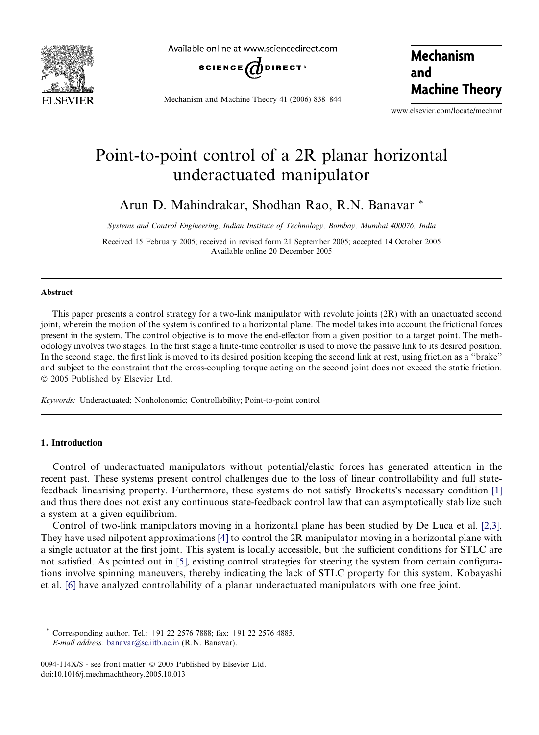# Point-to-point control of a 2R planar horizontal underactuated manipulator

Arun D. Mahindrakar, Shodhan Rao, R.N. Banavar *

*Systems and Control Engineering, Indian Institute of Technology, Bombay, Mumbai 400076, India*

Received 15 February 2005; received in revised form 21 September 2005; accepted 14 October 2005
Available online 20 December 2005

## Abstract

This paper presents a control strategy for a two-link manipulator with revolute joints (2R) with an unactuated second joint, wherein the motion of the system is confined to a horizontal plane. The model takes into account the frictional forces present in the system. The control objective is to move the end-effector from a given position to a target point. The methodology involves two stages. In the first stage a finite-time controller is used to move the passive link to its desired position. In the second stage, the first link is moved to its desired position keeping the second link at rest, using friction as a "brake" and subject to the constraint that the cross-coupling torque acting on the second joint does not exceed the static friction.
© 2005 Published by Elsevier Ltd.

*Keywords:* Underactuated; Nonholonomic; Controllability; Point-to-point control

## 1. Introduction

Control of underactuated manipulators without potential/elastic forces has generated attention in the recent past. These systems present control challenges due to the loss of linear controllability and full state-feedback linearising property. Furthermore, these systems do not satisfy Brocketts's necessary condition [1] and thus there does not exist any continuous state-feedback control law that can asymptotically stabilize such a system at a given equilibrium.

Control of two-link manipulators moving in a horizontal plane has been studied by De Luca et al. [2,3]. They have used nilpotent approximations [4] to control the 2R manipulator moving in a horizontal plane with a single actuator at the first joint. This system is locally accessible, but the sufficient conditions for STLC are not satisfied. As pointed out in [5], existing control strategies for steering the system from certain configurations involve spinning maneuvers, thereby indicating the lack of STLC property for this system. Kobayashi et al. [6] have analyzed controllability of a planar underactuated manipulators with one free joint.

* Corresponding author. Tel.: +91 22 2576 7888; fax: +91 22 2576 4885.
*E-mail address:* banavar@sc.iitb.ac.in (R.N. Banavar).

0094-114X/$ - see front matter © 2005 Published by Elsevier Ltd.
doi:10.1016/j.mechmachtheory.2005.10.013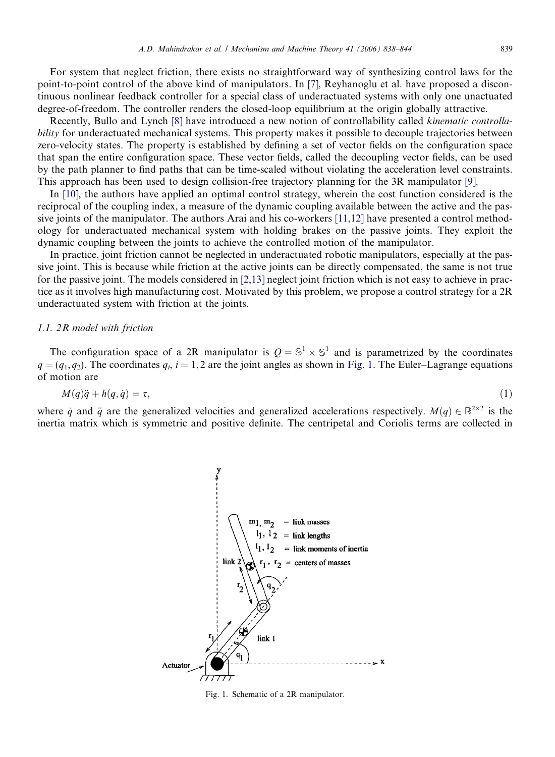For system that neglect friction, there exists no straightforward way of synthesizing control laws for the point-to-point control of the above kind of manipulators. In [7], Reyhanoglu et al. have proposed a discontinuous nonlinear feedback controller for a special class of underactuated systems with only one unactuated degree-of-freedom. The controller renders the closed-loop equilibrium at the origin globally attractive.

Recently, Bullo and Lynch [8] have introduced a new notion of controllability called *kinematic controllability* for underactuated mechanical systems. This property makes it possible to decouple trajectories between zero-velocity states. The property is established by defining a set of vector fields on the configuration space that span the entire configuration space. These vector fields, called the decoupling vector fields, can be used by the path planner to find paths that can be time-scaled without violating the acceleration level constraints. This approach has been used to design collision-free trajectory planning for the 3R manipulator [9].

In [10], the authors have applied an optimal control strategy, wherein the cost function considered is the reciprocal of the coupling index, a measure of the dynamic coupling available between the active and the passive joints of the manipulator. The authors Arai and his co-workers [11,12] have presented a control methodology for underactuated mechanical system with holding brakes on the passive joints. They exploit the dynamic coupling between the joints to achieve the controlled motion of the manipulator.

In practice, joint friction cannot be neglected in underactuated robotic manipulators, especially at the passive joint. This is because while friction at the active joints can be directly compensated, the same is not true for the passive joint. The models considered in [2,13] neglect joint friction which is not easy to achieve in practice as it involves high manufacturing cost. Motivated by this problem, we propose a control strategy for a 2R underactuated system with friction at the joints.

### *1.1. 2R model with friction*

The configuration space of a 2R manipulator is $Q = \mathbb{S}^1 \times \mathbb{S}^1$ and is parametrized by the coordinates $q = (q_1, q_2)$. The coordinates $q_i$, $i = 1, 2$ are the joint angles as shown in Fig. 1. The Euler–Lagrange equations of motion are

$$M(q)\ddot{q} + h(q, \dot{q}) = \tau, \tag{1}$$

where $\dot{q}$ and $\ddot{q}$ are the generalized velocities and generalized accelerations respectively. $M(q) \in \mathbb{R}^{2\times 2}$ is the inertia matrix which is symmetric and positive definite. The centripetal and Coriolis terms are collected in

Fig. 1. Schematic of a 2R manipulator.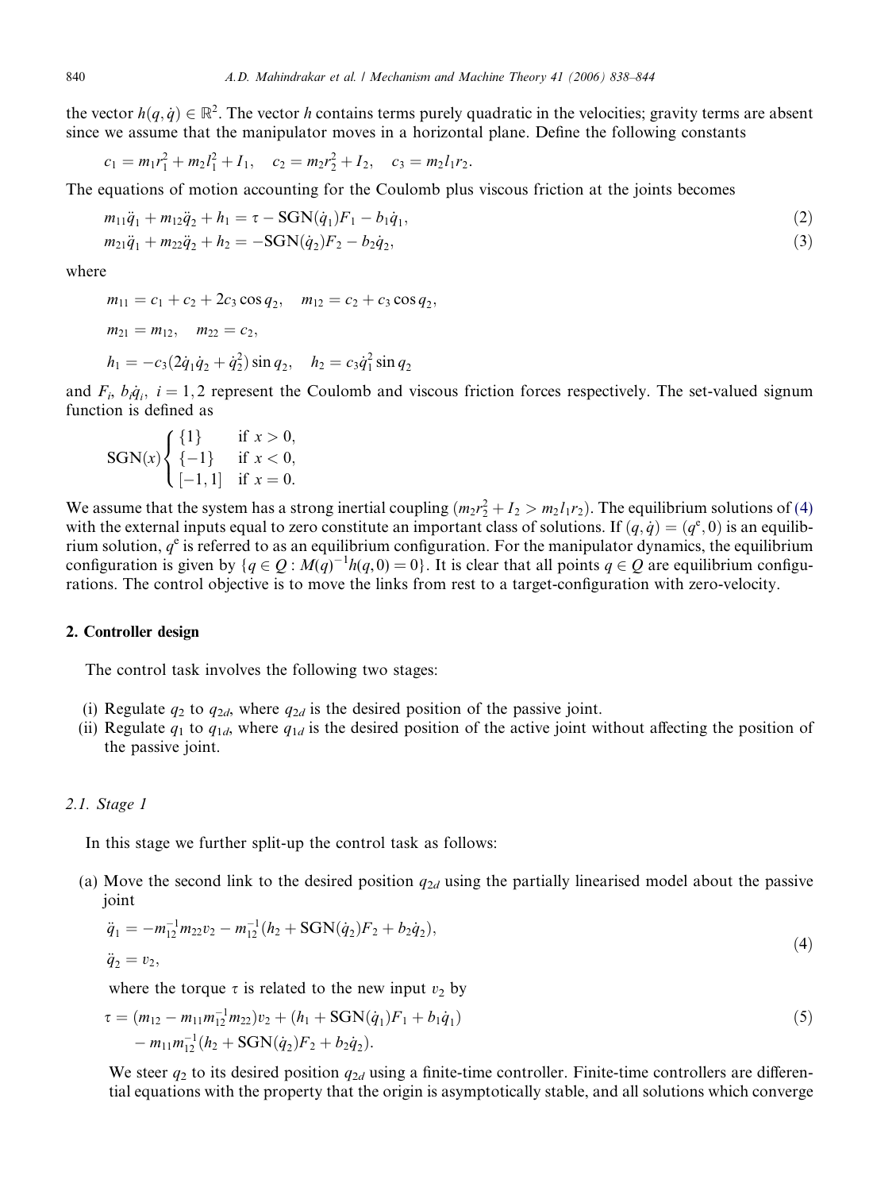the vector $h(q, \dot{q}) \in \mathbb{R}^2$. The vector $h$ contains terms purely quadratic in the velocities; gravity terms are absent since we assume that the manipulator moves in a horizontal plane. Define the following constants

$$c_1 = m_1 r_1^2 + m_2 l_1^2 + I_1, \quad c_2 = m_2 r_2^2 + I_2, \quad c_3 = m_2 l_1 r_2.$$

The equations of motion accounting for the Coulomb plus viscous friction at the joints becomes

$$m_{11}\ddot{q}_1 + m_{12}\ddot{q}_2 + h_1 = \tau - \mathrm{SGN}(\dot{q}_1)F_1 - b_1\dot{q}_1, \tag{2}$$

$$m_{21}\ddot{q}_1 + m_{22}\ddot{q}_2 + h_2 = -\mathrm{SGN}(\dot{q}_2)F_2 - b_2\dot{q}_2, \tag{3}$$

where

$$m_{11} = c_1 + c_2 + 2c_3 \cos q_2, \quad m_{12} = c_2 + c_3 \cos q_2,$$

$$m_{21} = m_{12}, \quad m_{22} = c_2,$$

$$h_1 = -c_3(2\dot{q}_1\dot{q}_2 + \dot{q}_2^2)\sin q_2, \quad h_2 = c_3\dot{q}_1^2 \sin q_2$$

and $F_i$, $b_i\dot{q}_i$, $i = 1, 2$ represent the Coulomb and viscous friction forces respectively. The set-valued signum function is defined as

$$\mathrm{SGN}(x)\begin{cases} \{1\} & \text{if } x > 0, \\ \{-1\} & \text{if } x < 0, \\ [-1, 1] & \text{if } x = 0. \end{cases}$$

We assume that the system has a strong inertial coupling $(m_2 r_2^2 + I_2 > m_2 l_1 r_2)$. The equilibrium solutions of (4) with the external inputs equal to zero constitute an important class of solutions. If $(q, \dot{q}) = (q^e, 0)$ is an equilibrium solution, $q^e$ is referred to as an equilibrium configuration. For the manipulator dynamics, the equilibrium configuration is given by $\{q \in Q : M(q)^{-1}h(q, 0) = 0\}$. It is clear that all points $q \in Q$ are equilibrium configurations. The control objective is to move the links from rest to a target-configuration with zero-velocity.

## 2. Controller design

The control task involves the following two stages:

(i) Regulate $q_2$ to $q_{2d}$, where $q_{2d}$ is the desired position of the passive joint.
(ii) Regulate $q_1$ to $q_{1d}$, where $q_{1d}$ is the desired position of the active joint without affecting the position of the passive joint.

### 2.1. Stage 1

In this stage we further split-up the control task as follows:

(a) Move the second link to the desired position $q_{2d}$ using the partially linearised model about the passive joint

$$\begin{aligned} \ddot{q}_1 &= -m_{12}^{-1} m_{22} v_2 - m_{12}^{-1}(h_2 + \mathrm{SGN}(\dot{q}_2)F_2 + b_2\dot{q}_2), \\ \ddot{q}_2 &= v_2, \end{aligned} \tag{4}$$

where the torque $\tau$ is related to the new input $v_2$ by

$$\begin{aligned} \tau = {} & (m_{12} - m_{11}m_{12}^{-1}m_{22})v_2 + (h_1 + \mathrm{SGN}(\dot{q}_1)F_1 + b_1\dot{q}_1) \\ & - m_{11}m_{12}^{-1}(h_2 + \mathrm{SGN}(\dot{q}_2)F_2 + b_2\dot{q}_2). \end{aligned} \tag{5}$$

We steer $q_2$ to its desired position $q_{2d}$ using a finite-time controller. Finite-time controllers are differential equations with the property that the origin is asymptotically stable, and all solutions which converge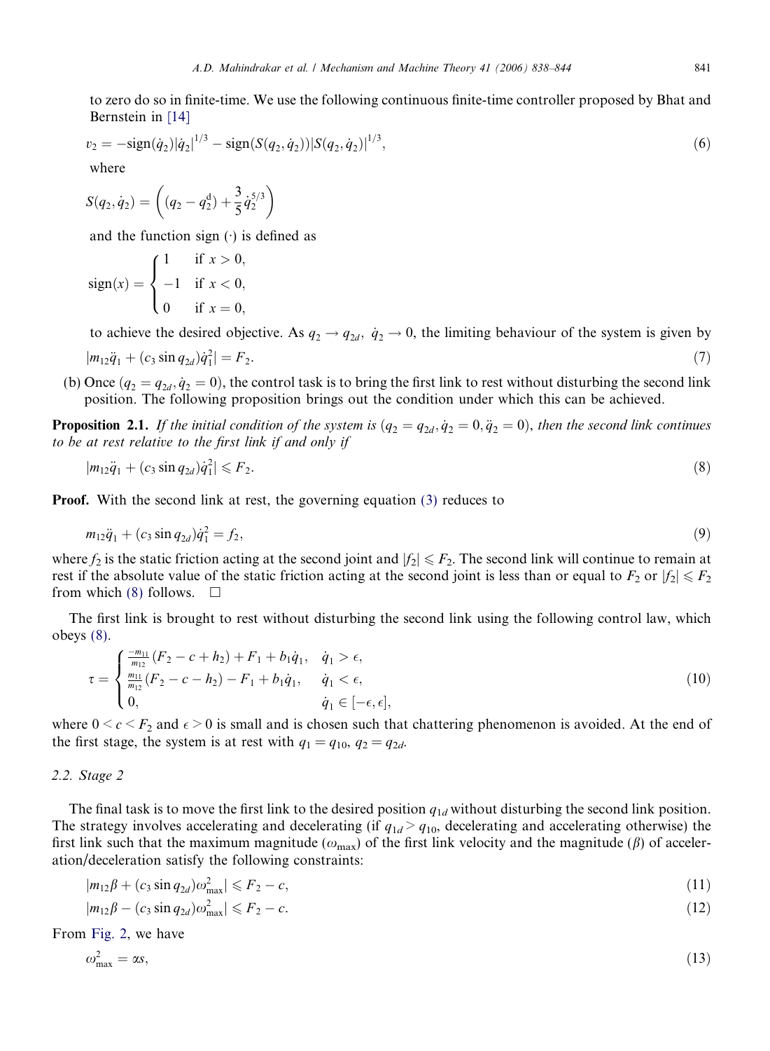to zero do so in finite-time. We use the following continuous finite-time controller proposed by Bhat and Bernstein in [14]

$$v_2 = -\text{sign}(\dot{q}_2)|\dot{q}_2|^{1/3} - \text{sign}(S(q_2, \dot{q}_2))|S(q_2, \dot{q}_2)|^{1/3}, \tag{6}$$

where

$$S(q_2, \dot{q}_2) = \left((q_2 - q_2^{\text{d}}) + \frac{3}{5}\dot{q}_2^{5/3}\right)$$

and the function sign $(\cdot)$ is defined as

$$\text{sign}(x) = \begin{cases} 1 & \text{if } x > 0, \\ -1 & \text{if } x < 0, \\ 0 & \text{if } x = 0, \end{cases}$$

to achieve the desired objective. As $q_2 \to q_{2d},\ \dot{q}_2 \to 0$, the limiting behaviour of the system is given by

$$|m_{12}\ddot{q}_1 + (c_3 \sin q_{2d})\dot{q}_1^2| = F_2. \tag{7}$$

(b) Once $(q_2 = q_{2d}, \dot{q}_2 = 0)$, the control task is to bring the first link to rest without disturbing the second link position. The following proposition brings out the condition under which this can be achieved.

**Proposition 2.1.** *If the initial condition of the system is* $(q_2 = q_{2d}, \dot{q}_2 = 0, \ddot{q}_2 = 0)$, *then the second link continues to be at rest relative to the first link if and only if*

$$|m_{12}\ddot{q}_1 + (c_3 \sin q_{2d})\dot{q}_1^2| \leqslant F_2. \tag{8}$$

**Proof.** With the second link at rest, the governing equation (3) reduces to

$$m_{12}\ddot{q}_1 + (c_3 \sin q_{2d})\dot{q}_1^2 = f_2, \tag{9}$$

where $f_2$ is the static friction acting at the second joint and $|f_2| \leqslant F_2$. The second link will continue to remain at rest if the absolute value of the static friction acting at the second joint is less than or equal to $F_2$ or $|f_2| \leqslant F_2$ from which (8) follows. $\square$

The first link is brought to rest without disturbing the second link using the following control law, which obeys (8).

$$\tau = \begin{cases} \frac{-m_{11}}{m_{12}}(F_2 - c + h_2) + F_1 + b_1\dot{q}_1, & \dot{q}_1 > \epsilon, \\ \frac{m_{11}}{m_{12}}(F_2 - c - h_2) - F_1 + b_1\dot{q}_1, & \dot{q}_1 < \epsilon, \\ 0, & \dot{q}_1 \in [-\epsilon, \epsilon], \end{cases} \tag{10}$$

where $0 < c < F_2$ and $\epsilon > 0$ is small and is chosen such that chattering phenomenon is avoided. At the end of the first stage, the system is at rest with $q_1 = q_{10}$, $q_2 = q_{2d}$.

### 2.2. Stage 2

The final task is to move the first link to the desired position $q_{1d}$ without disturbing the second link position. The strategy involves accelerating and decelerating (if $q_{1d} > q_{10}$, decelerating and accelerating otherwise) the first link such that the maximum magnitude ($\omega_{\max}$) of the first link velocity and the magnitude ($\beta$) of acceleration/deceleration satisfy the following constraints:

$$|m_{12}\beta + (c_3 \sin q_{2d})\omega_{\max}^2| \leqslant F_2 - c, \tag{11}$$

$$|m_{12}\beta - (c_3 \sin q_{2d})\omega_{\max}^2| \leqslant F_2 - c. \tag{12}$$

From Fig. 2, we have

$$\omega_{\max}^2 = \alpha s, \tag{13}$$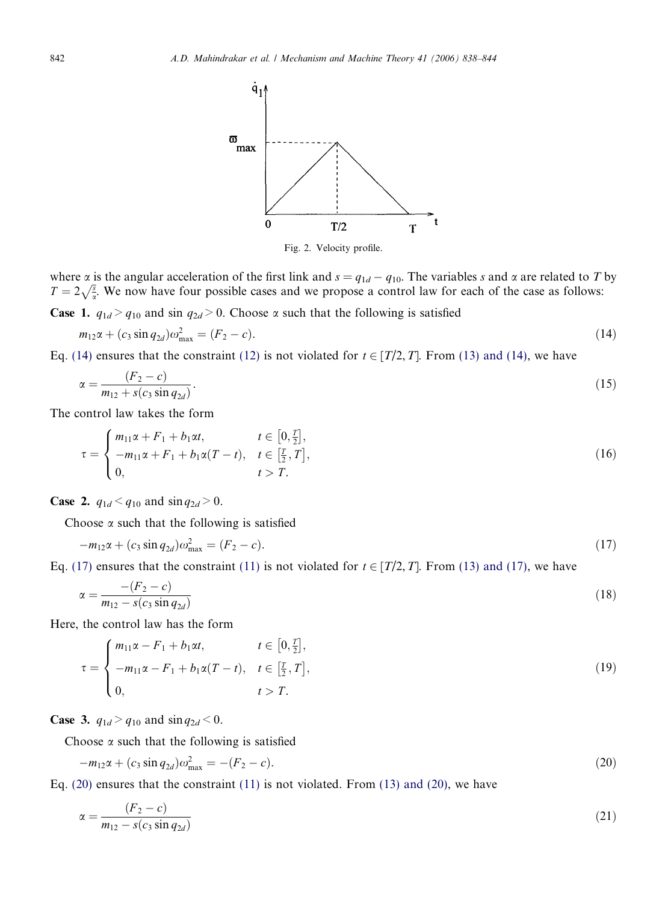Fig. 2. Velocity profile.

where $\alpha$ is the angular acceleration of the first link and $s = q_{1d} - q_{10}$. The variables $s$ and $\alpha$ are related to $T$ by $T = 2\sqrt{\frac{s}{\alpha}}$. We now have four possible cases and we propose a control law for each of the case as follows:

**Case 1.** $q_{1d} > q_{10}$ and $\sin q_{2d} > 0$. Choose $\alpha$ such that the following is satisfied

$$m_{12}\alpha + (c_3 \sin q_{2d})\omega_{\max}^2 = (F_2 - c). \tag{14}$$

Eq. (14) ensures that the constraint (12) is not violated for $t \in [T/2, T]$. From (13) and (14), we have

$$\alpha = \frac{(F_2 - c)}{m_{12} + s(c_3 \sin q_{2d})}. \tag{15}$$

The control law takes the form

$$\tau = \begin{cases} m_{11}\alpha + F_1 + b_1\alpha t, & t \in \left[0, \frac{T}{2}\right], \\ -m_{11}\alpha + F_1 + b_1\alpha(T - t), & t \in \left[\frac{T}{2}, T\right], \\ 0, & t > T. \end{cases} \tag{16}$$

**Case 2.** $q_{1d} < q_{10}$ and $\sin q_{2d} > 0$.

Choose $\alpha$ such that the following is satisfied

$$-m_{12}\alpha + (c_3 \sin q_{2d})\omega_{\max}^2 = (F_2 - c). \tag{17}$$

Eq. (17) ensures that the constraint (11) is not violated for $t \in [T/2, T]$. From (13) and (17), we have

$$\alpha = \frac{-(F_2 - c)}{m_{12} - s(c_3 \sin q_{2d})} \tag{18}$$

Here, the control law has the form

$$\tau = \begin{cases} m_{11}\alpha - F_1 + b_1\alpha t, & t \in \left[0, \frac{T}{2}\right], \\ -m_{11}\alpha - F_1 + b_1\alpha(T - t), & t \in \left[\frac{T}{2}, T\right], \\ 0, & t > T. \end{cases} \tag{19}$$

**Case 3.** $q_{1d} > q_{10}$ and $\sin q_{2d} < 0$.

Choose $\alpha$ such that the following is satisfied

$$-m_{12}\alpha + (c_3 \sin q_{2d})\omega_{\max}^2 = -(F_2 - c). \tag{20}$$

Eq. (20) ensures that the constraint (11) is not violated. From (13) and (20), we have

$$\alpha = \frac{(F_2 - c)}{m_{12} - s(c_3 \sin q_{2d})} \tag{21}$$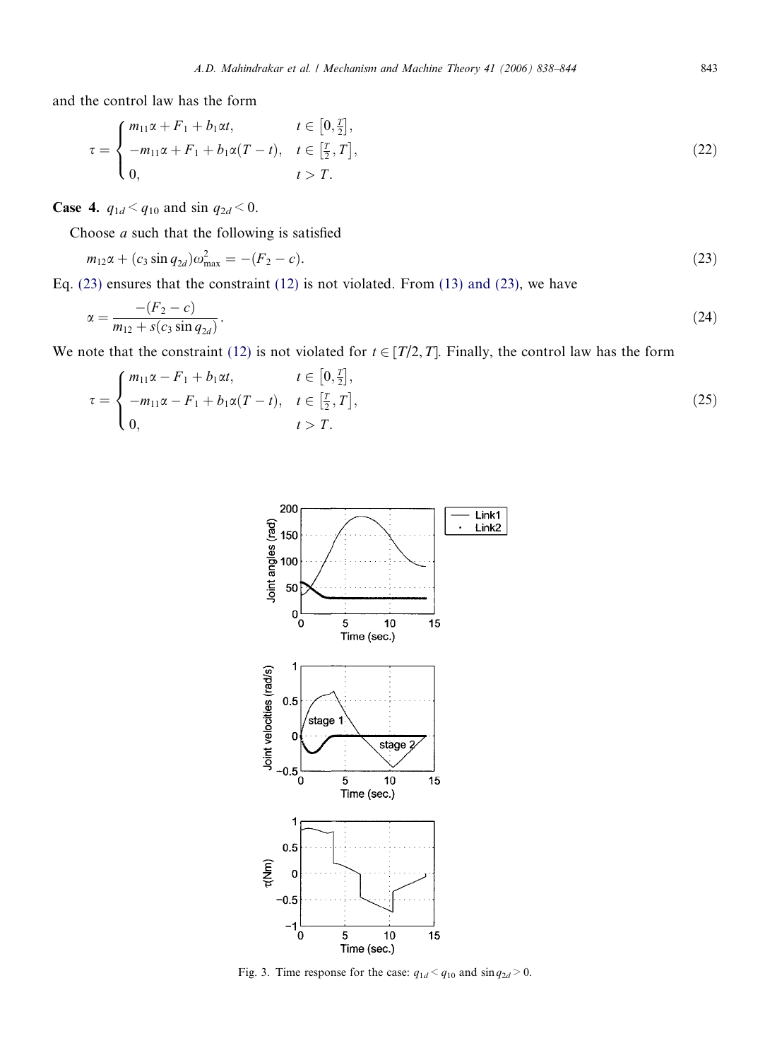and the control law has the form

$$\tau = \begin{cases} m_{11}\alpha + F_1 + b_1\alpha t, & t \in \left[0, \frac{T}{2}\right], \\ -m_{11}\alpha + F_1 + b_1\alpha(T-t), & t \in \left[\frac{T}{2}, T\right], \\ 0, & t > T. \end{cases} \tag{22}$$

**Case 4.** $q_{1d} < q_{10}$ and $\sin q_{2d} < 0$.

Choose $a$ such that the following is satisfied

$$m_{12}\alpha + (c_3 \sin q_{2d})\omega_{\max}^2 = -(F_2 - c). \tag{23}$$

Eq. (23) ensures that the constraint (12) is not violated. From (13) and (23), we have

$$\alpha = \frac{-(F_2 - c)}{m_{12} + s(c_3 \sin q_{2d})}. \tag{24}$$

We note that the constraint (12) is not violated for $t \in [T/2, T]$. Finally, the control law has the form

$$\tau = \begin{cases} m_{11}\alpha - F_1 + b_1\alpha t, & t \in \left[0, \frac{T}{2}\right], \\ -m_{11}\alpha - F_1 + b_1\alpha(T-t), & t \in \left[\frac{T}{2}, T\right], \\ 0, & t > T. \end{cases} \tag{25}$$

Fig. 3. Time response for the case: $q_{1d} < q_{10}$ and $\sin q_{2d} > 0$.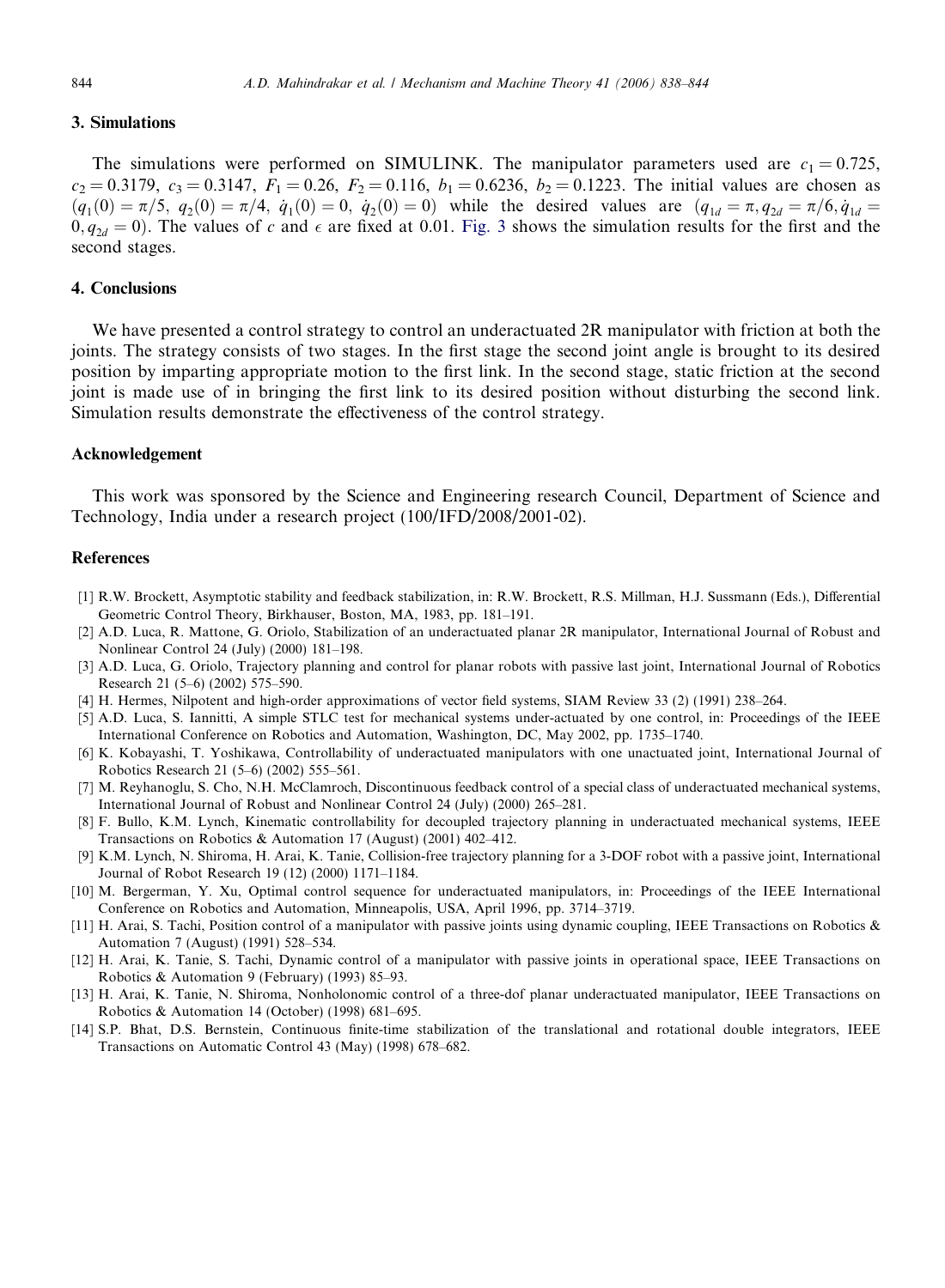## 3. Simulations

The simulations were performed on SIMULINK. The manipulator parameters used are $c_1 = 0.725$, $c_2 = 0.3179$, $c_3 = 0.3147$, $F_1 = 0.26$, $F_2 = 0.116$, $b_1 = 0.6236$, $b_2 = 0.1223$. The initial values are chosen as $(q_1(0) = \pi/5,\ q_2(0) = \pi/4,\ \dot{q}_1(0) = 0,\ \dot{q}_2(0) = 0)$ while the desired values are $(q_{1d} = \pi, q_{2d} = \pi/6, \dot{q}_{1d} = 0, q_{2d} = 0)$. The values of $c$ and $\epsilon$ are fixed at 0.01. Fig. 3 shows the simulation results for the first and the second stages.

## 4. Conclusions

We have presented a control strategy to control an underactuated 2R manipulator with friction at both the joints. The strategy consists of two stages. In the first stage the second joint angle is brought to its desired position by imparting appropriate motion to the first link. In the second stage, static friction at the second joint is made use of in bringing the first link to its desired position without disturbing the second link. Simulation results demonstrate the effectiveness of the control strategy.

## Acknowledgement

This work was sponsored by the Science and Engineering research Council, Department of Science and Technology, India under a research project (100/IFD/2008/2001-02).

## References

[1] R.W. Brockett, Asymptotic stability and feedback stabilization, in: R.W. Brockett, R.S. Millman, H.J. Sussmann (Eds.), Differential Geometric Control Theory, Birkhauser, Boston, MA, 1983, pp. 181–191.

[2] A.D. Luca, R. Mattone, G. Oriolo, Stabilization of an underactuated planar 2R manipulator, International Journal of Robust and Nonlinear Control 24 (July) (2000) 181–198.

[3] A.D. Luca, G. Oriolo, Trajectory planning and control for planar robots with passive last joint, International Journal of Robotics Research 21 (5–6) (2002) 575–590.

[4] H. Hermes, Nilpotent and high-order approximations of vector field systems, SIAM Review 33 (2) (1991) 238–264.

[5] A.D. Luca, S. Iannitti, A simple STLC test for mechanical systems under-actuated by one control, in: Proceedings of the IEEE International Conference on Robotics and Automation, Washington, DC, May 2002, pp. 1735–1740.

[6] K. Kobayashi, T. Yoshikawa, Controllability of underactuated manipulators with one unactuated joint, International Journal of Robotics Research 21 (5–6) (2002) 555–561.

[7] M. Reyhanoglu, S. Cho, N.H. McClamroch, Discontinuous feedback control of a special class of underactuated mechanical systems, International Journal of Robust and Nonlinear Control 24 (July) (2000) 265–281.

[8] F. Bullo, K.M. Lynch, Kinematic controllability for decoupled trajectory planning in underactuated mechanical systems, IEEE Transactions on Robotics & Automation 17 (August) (2001) 402–412.

[9] K.M. Lynch, N. Shiroma, H. Arai, K. Tanie, Collision-free trajectory planning for a 3-DOF robot with a passive joint, International Journal of Robot Research 19 (12) (2000) 1171–1184.

[10] M. Bergerman, Y. Xu, Optimal control sequence for underactuated manipulators, in: Proceedings of the IEEE International Conference on Robotics and Automation, Minneapolis, USA, April 1996, pp. 3714–3719.

[11] H. Arai, S. Tachi, Position control of a manipulator with passive joints using dynamic coupling, IEEE Transactions on Robotics & Automation 7 (August) (1991) 528–534.

[12] H. Arai, K. Tanie, S. Tachi, Dynamic control of a manipulator with passive joints in operational space, IEEE Transactions on Robotics & Automation 9 (February) (1993) 85–93.

[13] H. Arai, K. Tanie, N. Shiroma, Nonholonomic control of a three-dof planar underactuated manipulator, IEEE Transactions on Robotics & Automation 14 (October) (1998) 681–695.

[14] S.P. Bhat, D.S. Bernstein, Continuous finite-time stabilization of the translational and rotational double integrators, IEEE Transactions on Automatic Control 43 (May) (1998) 678–682.